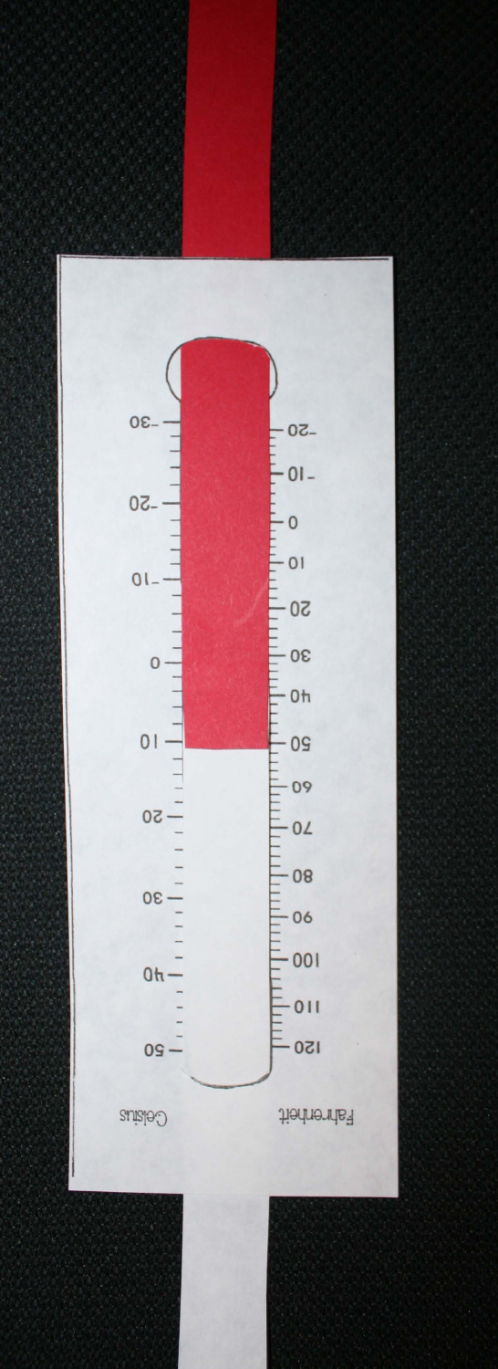Celsius

| Celsius | Fahrenheit |
| --- | --- |
| -30 | -20 |
| -20 | -10 |
| -10 | 0 |
| 0 | 10 |
| 10 | 20 |
| 20 | 30 |
| 30 | 40 |
| 40 | 50 |
| 50 | 60 |
| | 70 |
| | 80 |
| | 90 |
| | 100 |
| | 110 |
| | 120 |

Fahrenheit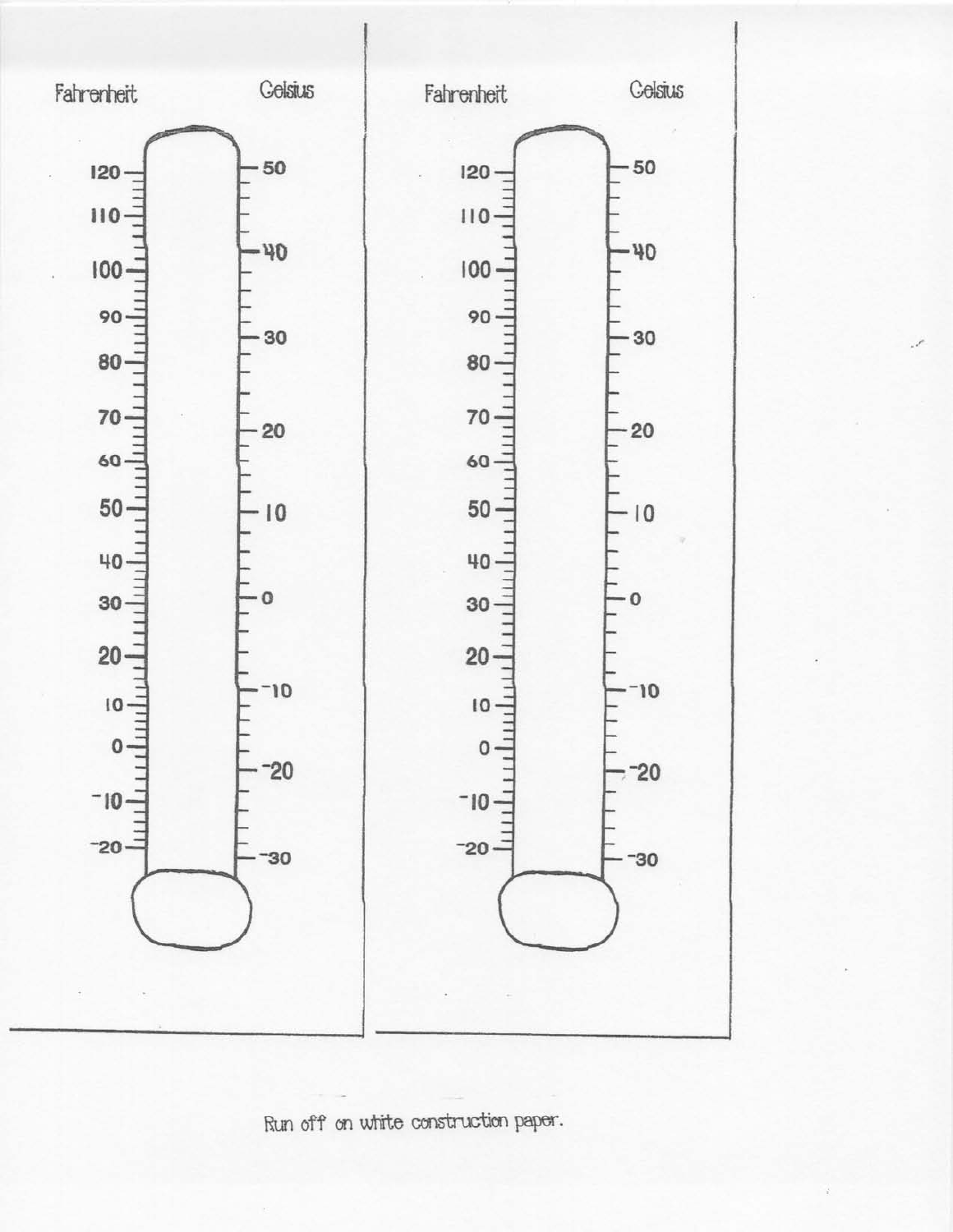Fahrenheit Celsius

120 — 50
110
100 — 40
90 — 30
80
70 — 20
60
50 — 10
40
30 — 0
20 — -10
10
0 — -20
-10
-20 — -30

Fahrenheit Celsius

120 — 50
110
100 — 40
90 — 30
80
70 — 20
60
50 — 10
40
30 — 0
20 — -10
10
0 — -20
-10
-20 — -30

Run off on white construction paper.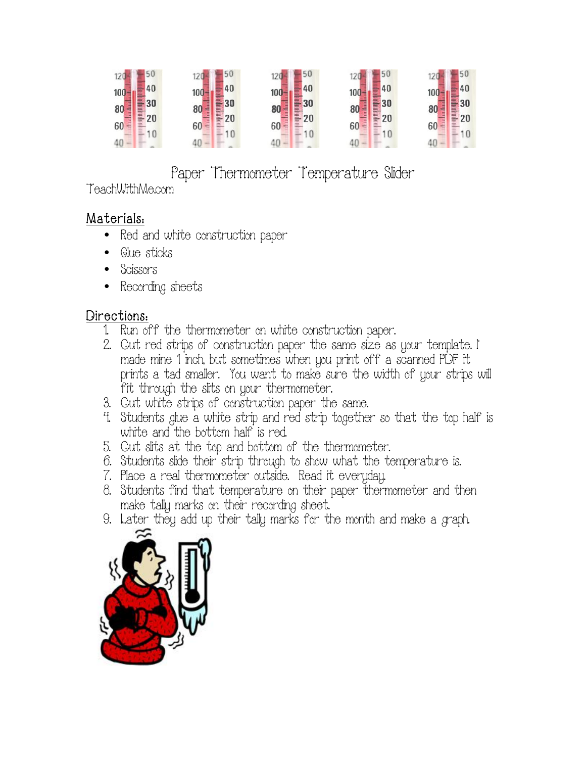# Paper Thermometer Temperature Slider

TeachWithMe.com

## Materials:

- Red and white construction paper
- Glue sticks
- Scissors
- Recording sheets

## Directions:

1. Run off the thermometer on white construction paper.
2. Cut red strips of construction paper the same size as your template. I made mine 1 inch, but sometimes when you print off a scanned PDF it prints a tad smaller. You want to make sure the width of your strips will fit through the slits on your thermometer.
3. Cut white strips of construction paper the same.
4. Students glue a white strip and red strip together so that the top half is white and the bottom half is red.
5. Cut slits at the top and bottom of the thermometer.
6. Students slide their strip through to show what the temperature is.
7. Place a real thermometer outside. Read it everyday.
8. Students find that temperature on their paper thermometer and then make tally marks on their recording sheet.
9. Later they add up their tally marks for the month and make a graph.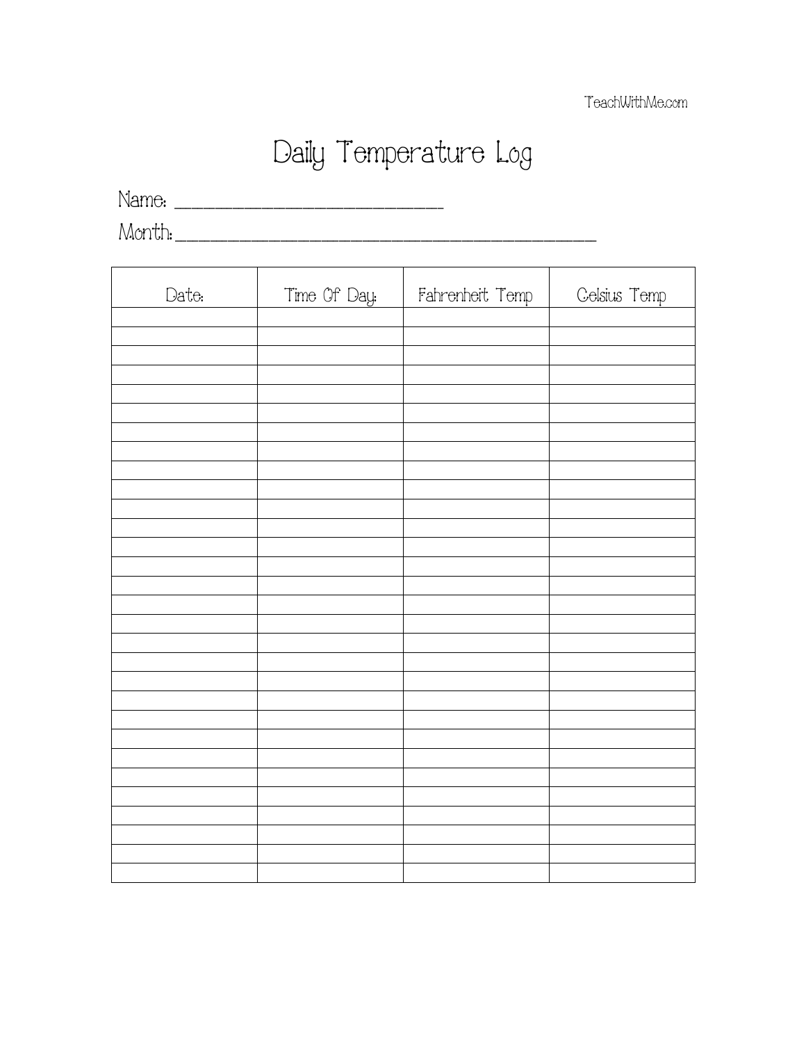# Daily Temperature Log

Name: ______________________________

Month: ______________________________________________

| Date: | Time Of Day: | Fahrenheit Temp | Celsius Temp |
|---|---|---|---|
| | | | |
| | | | |
| | | | |
| | | | |
| | | | |
| | | | |
| | | | |
| | | | |
| | | | |
| | | | |
| | | | |
| | | | |
| | | | |
| | | | |
| | | | |
| | | | |
| | | | |
| | | | |
| | | | |
| | | | |
| | | | |
| | | | |
| | | | |
| | | | |
| | | | |
| | | | |
| | | | |
| | | | |
| | | | |
| | | | |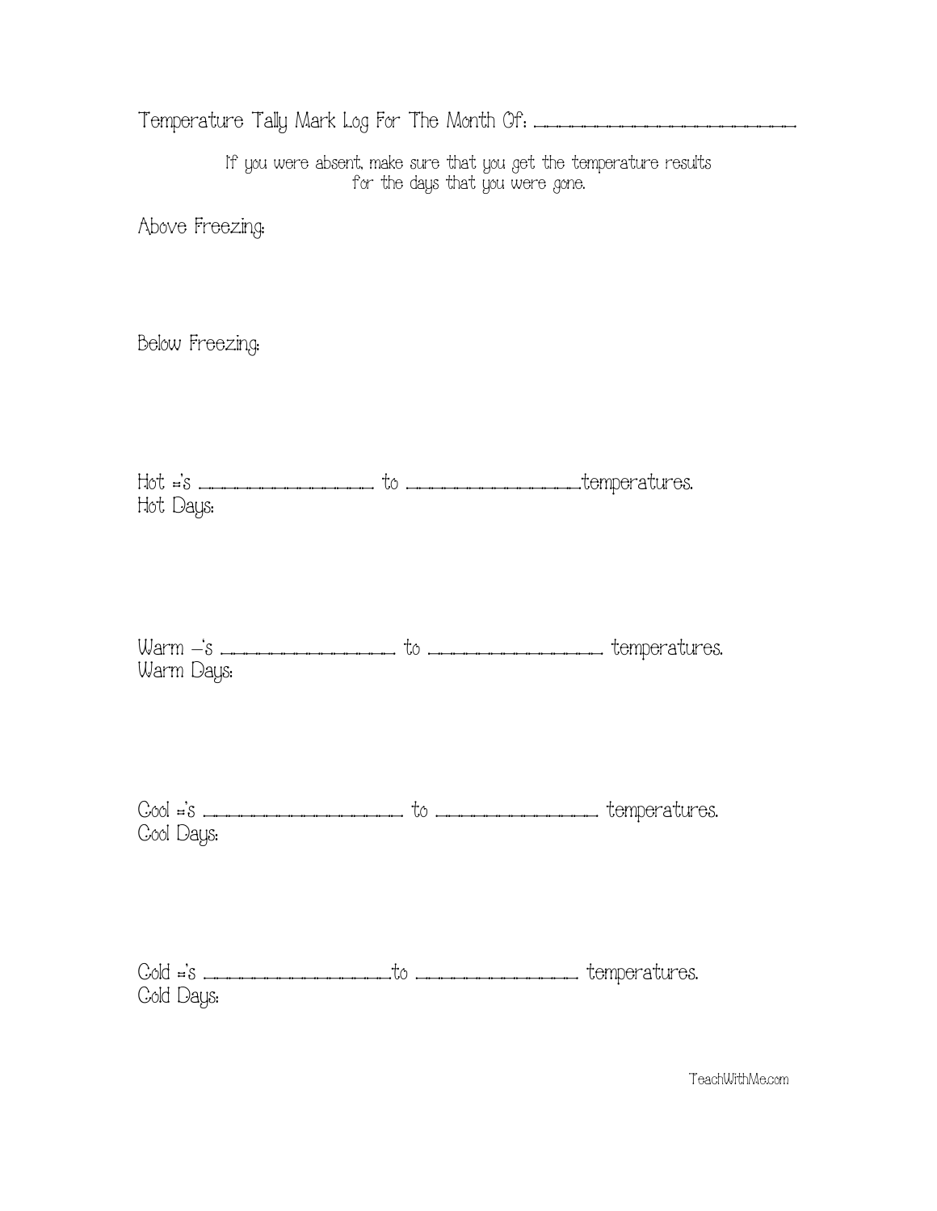Temperature Tally Mark Log For The Month Of: ____________________

If you were absent, make sure that you get the temperature results for the days that you were gone.

Above Freezing:

Below Freezing:

Hot =’s ______________ to ______________temperatures.
Hot Days:

Warm –’s ______________ to ______________ temperatures.
Warm Days:

Cool =’s ______________ to ______________ temperatures.
Cool Days:

Cold =’s ______________to ______________ temperatures.
Cold Days:

TeachWithMe.com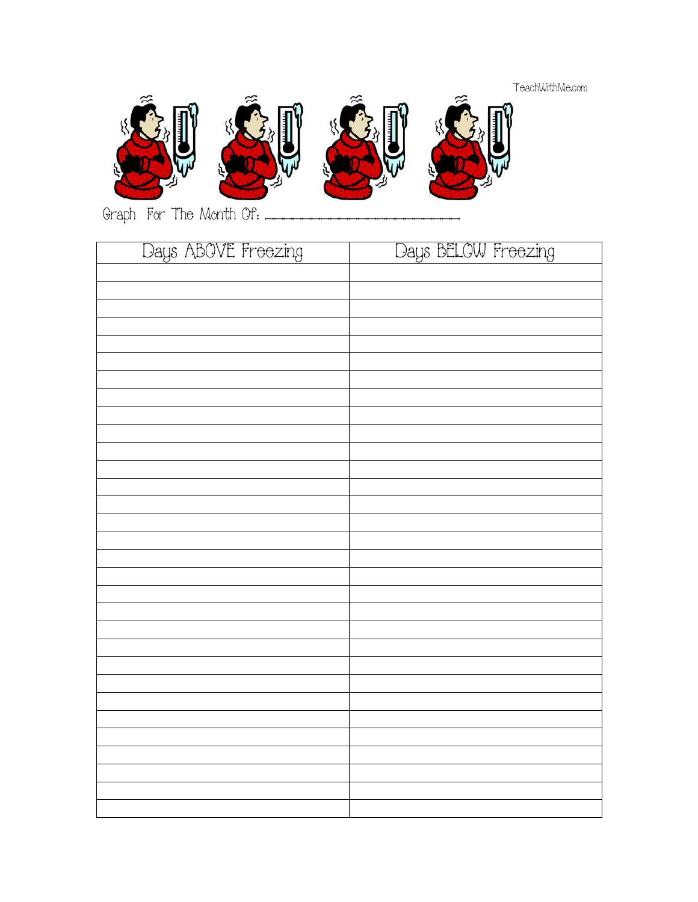TeachWithMe.com

Graph For The Month Of: ________________________

| Days ABOVE Freezing | Days BELOW Freezing |
|---|---|
| | |
| | |
| | |
| | |
| | |
| | |
| | |
| | |
| | |
| | |
| | |
| | |
| | |
| | |
| | |
| | |
| | |
| | |
| | |
| | |
| | |
| | |
| | |
| | |
| | |
| | |
| | |
| | |
| | |
| | |
| | |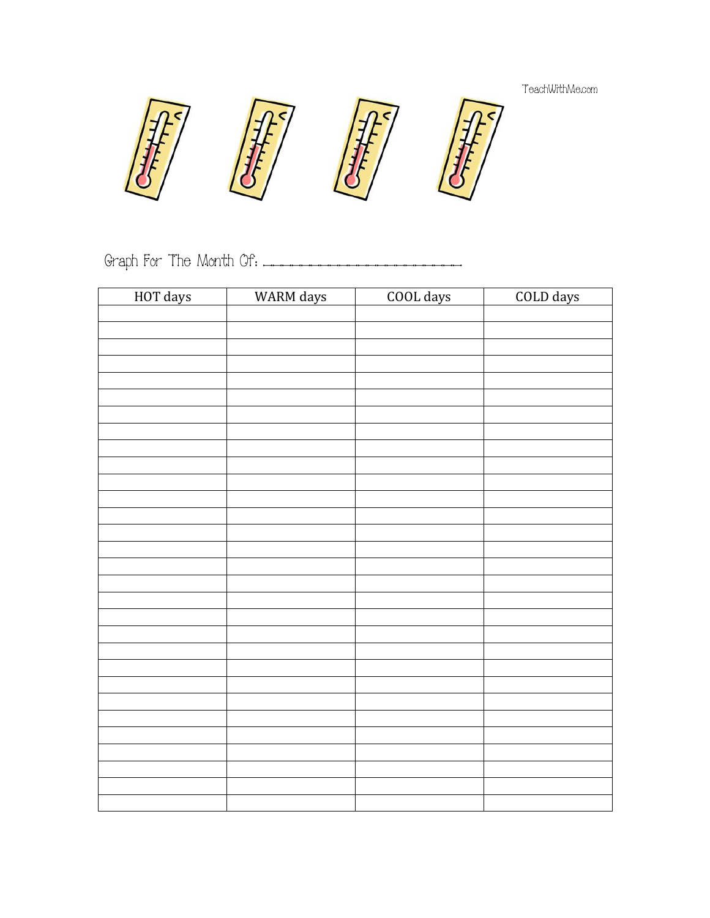TeachWithMe.com

Graph For The Month Of: ____________________

| HOT days | WARM days | COOL days | COLD days |
|---|---|---|---|
| | | | |
| | | | |
| | | | |
| | | | |
| | | | |
| | | | |
| | | | |
| | | | |
| | | | |
| | | | |
| | | | |
| | | | |
| | | | |
| | | | |
| | | | |
| | | | |
| | | | |
| | | | |
| | | | |
| | | | |
| | | | |
| | | | |
| | | | |
| | | | |
| | | | |
| | | | |
| | | | |
| | | | |
| | | | |
| | | | |